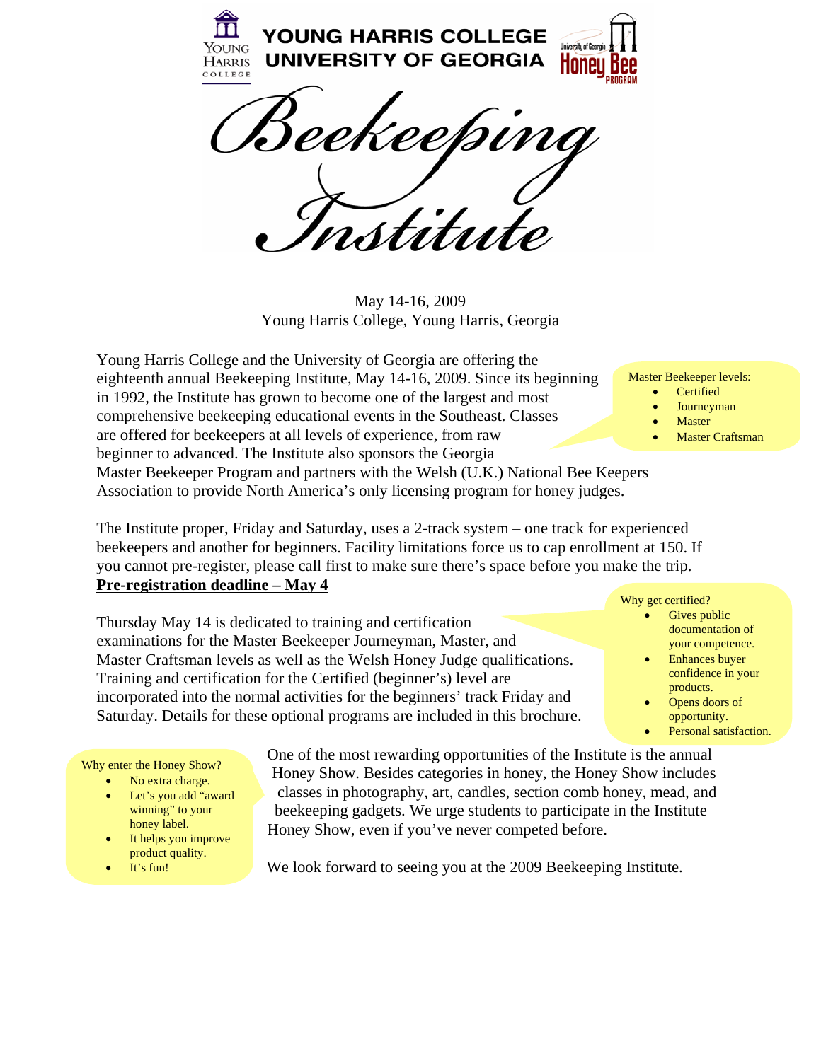YOUNG HARRIS COLLEGE
UNIVERSITY OF GEORGIA

# Beekeeping Institute

May 14-16, 2009
Young Harris College, Young Harris, Georgia

Young Harris College and the University of Georgia are offering the eighteenth annual Beekeeping Institute, May 14-16, 2009. Since its beginning in 1992, the Institute has grown to become one of the largest and most comprehensive beekeeping educational events in the Southeast. Classes are offered for beekeepers at all levels of experience, from raw beginner to advanced. The Institute also sponsors the Georgia Master Beekeeper Program and partners with the Welsh (U.K.) National Bee Keepers Association to provide North America's only licensing program for honey judges.

Master Beekeeper levels:

- Certified
- Journeyman
- Master
- Master Craftsman

The Institute proper, Friday and Saturday, uses a 2-track system – one track for experienced beekeepers and another for beginners. Facility limitations force us to cap enrollment at 150. If you cannot pre-register, please call first to make sure there's space before you make the trip.

**Pre-registration deadline – May 4**

Thursday May 14 is dedicated to training and certification examinations for the Master Beekeeper Journeyman, Master, and Master Craftsman levels as well as the Welsh Honey Judge qualifications. Training and certification for the Certified (beginner's) level are incorporated into the normal activities for the beginners' track Friday and Saturday. Details for these optional programs are included in this brochure.

Why get certified?

- Gives public documentation of your competence.
- Enhances buyer confidence in your products.
- Opens doors of opportunity.
- Personal satisfaction.

One of the most rewarding opportunities of the Institute is the annual Honey Show. Besides categories in honey, the Honey Show includes classes in photography, art, candles, section comb honey, mead, and beekeeping gadgets. We urge students to participate in the Institute Honey Show, even if you've never competed before.

Why enter the Honey Show?

- No extra charge.
- Let's you add "award winning" to your honey label.
- It helps you improve product quality.
- It's fun!

We look forward to seeing you at the 2009 Beekeeping Institute.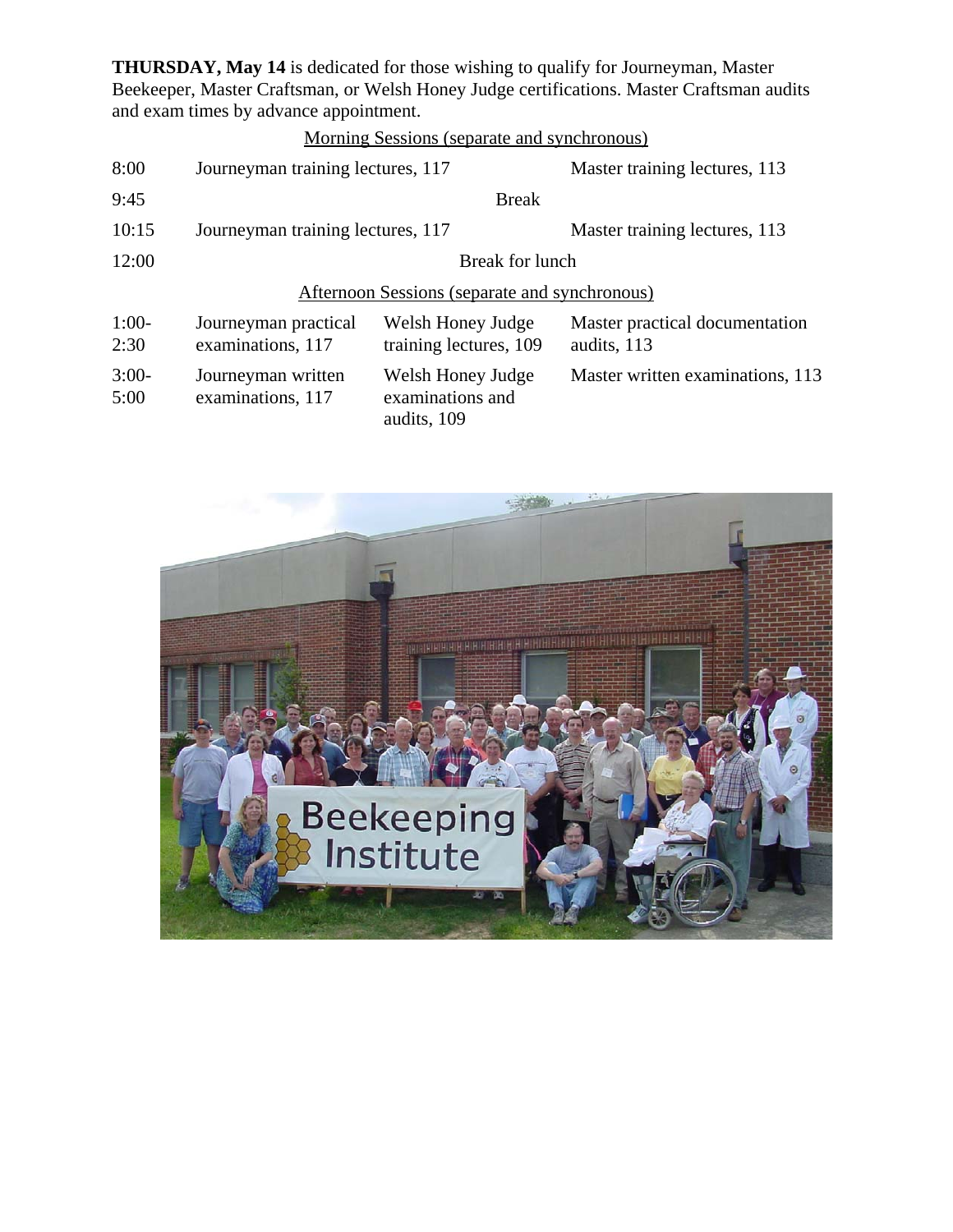**THURSDAY, May 14** is dedicated for those wishing to qualify for Journeyman, Master Beekeeper, Master Craftsman, or Welsh Honey Judge certifications. Master Craftsman audits and exam times by advance appointment.

Morning Sessions (separate and synchronous)

| | | | |
|---|---|---|---|
| 8:00 | Journeyman training lectures, 117 | | Master training lectures, 113 |
| 9:45 | | Break | |
| 10:15 | Journeyman training lectures, 117 | | Master training lectures, 113 |
| 12:00 | | Break for lunch | |

Afternoon Sessions (separate and synchronous)

| | | | |
|---|---|---|---|
| 1:00-2:30 | Journeyman practical examinations, 117 | Welsh Honey Judge training lectures, 109 | Master practical documentation audits, 113 |
| 3:00-5:00 | Journeyman written examinations, 117 | Welsh Honey Judge examinations and audits, 109 | Master written examinations, 113 |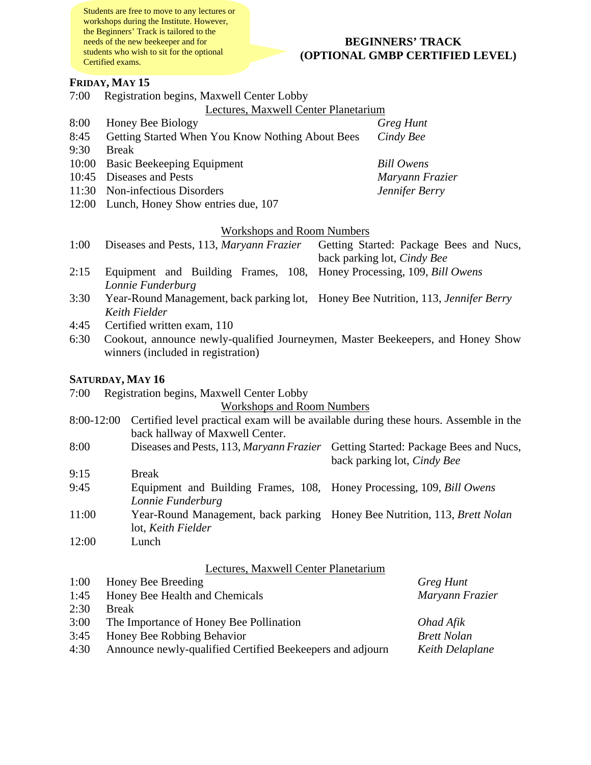Students are free to move to any lectures or workshops during the Institute. However, the Beginners' Track is tailored to the needs of the new beekeeper and for students who wish to sit for the optional Certified exams.

## BEGINNERS' TRACK
## (OPTIONAL GMBP CERTIFIED LEVEL)

### FRIDAY, MAY 15

7:00 Registration begins, Maxwell Center Lobby

Lectures, Maxwell Center Planetarium

| | | |
|---|---|---|
| 8:00 | Honey Bee Biology | *Greg Hunt* |
| 8:45 | Getting Started When You Know Nothing About Bees | *Cindy Bee* |
| 9:30 | Break | |
| 10:00 | Basic Beekeeping Equipment | *Bill Owens* |
| 10:45 | Diseases and Pests | *Maryann Frazier* |
| 11:30 | Non-infectious Disorders | *Jennifer Berry* |
| 12:00 | Lunch, Honey Show entries due, 107 | |

Workshops and Room Numbers

| | | |
|---|---|---|
| 1:00 | Diseases and Pests, 113, *Maryann Frazier* | Getting Started: Package Bees and Nucs, back parking lot, *Cindy Bee* |
| 2:15 | Equipment and Building Frames, 108, *Lonnie Funderburg* | Honey Processing, 109, *Bill Owens* |
| 3:30 | Year-Round Management, back parking lot, *Keith Fielder* | Honey Bee Nutrition, 113, *Jennifer Berry* |
| 4:45 | Certified written exam, 110 | |
| 6:30 | Cookout, announce newly-qualified Journeymen, Master Beekeepers, and Honey Show winners (included in registration) | |

### SATURDAY, MAY 16

7:00 Registration begins, Maxwell Center Lobby

Workshops and Room Numbers

| | | |
|---|---|---|
| 8:00-12:00 | Certified level practical exam will be available during these hours. Assemble in the back hallway of Maxwell Center. | |
| 8:00 | Diseases and Pests, 113, *Maryann Frazier* | Getting Started: Package Bees and Nucs, back parking lot, *Cindy Bee* |
| 9:15 | Break | |
| 9:45 | Equipment and Building Frames, 108, *Lonnie Funderburg* | Honey Processing, 109, *Bill Owens* |
| 11:00 | Year-Round Management, back parking lot, *Keith Fielder* | Honey Bee Nutrition, 113, *Brett Nolan* |
| 12:00 | Lunch | |

Lectures, Maxwell Center Planetarium

| | | |
|---|---|---|
| 1:00 | Honey Bee Breeding | *Greg Hunt* |
| 1:45 | Honey Bee Health and Chemicals | *Maryann Frazier* |
| 2:30 | Break | |
| 3:00 | The Importance of Honey Bee Pollination | *Ohad Afik* |
| 3:45 | Honey Bee Robbing Behavior | *Brett Nolan* |
| 4:30 | Announce newly-qualified Certified Beekeepers and adjourn | *Keith Delaplane* |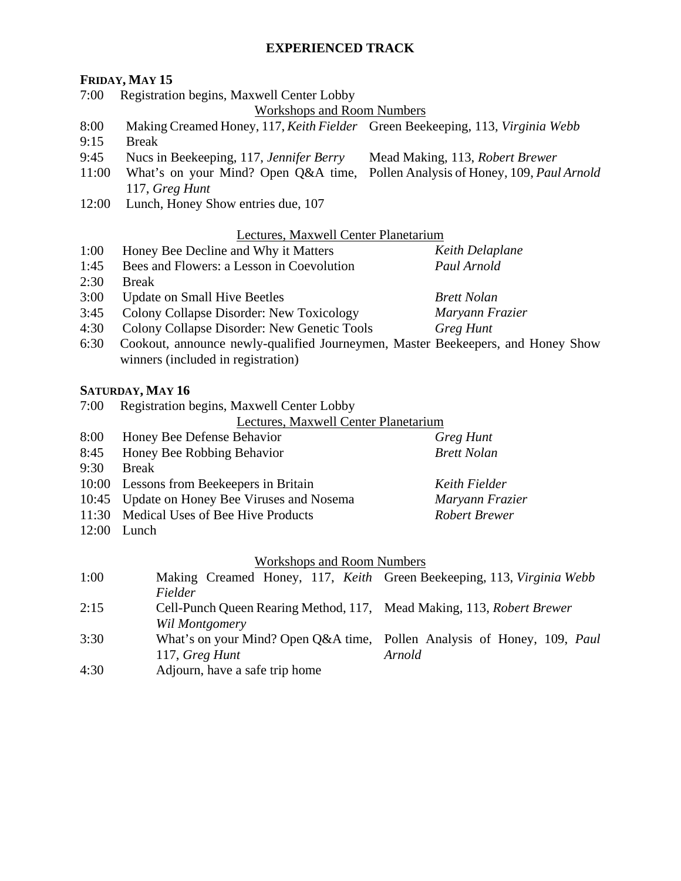# EXPERIENCED TRACK

## FRIDAY, MAY 15

7:00 Registration begins, Maxwell Center Lobby

Workshops and Room Numbers

| | | |
|---|---|---|
| 8:00 | Making Creamed Honey, 117, *Keith Fielder* | Green Beekeeping, 113, *Virginia Webb* |
| 9:15 | Break | |
| 9:45 | Nucs in Beekeeping, 117, *Jennifer Berry* | Mead Making, 113, *Robert Brewer* |
| 11:00 | What's on your Mind? Open Q&A time, 117, *Greg Hunt* | Pollen Analysis of Honey, 109, *Paul Arnold* |
| 12:00 | Lunch, Honey Show entries due, 107 | |

Lectures, Maxwell Center Planetarium

| | | |
|---|---|---|
| 1:00 | Honey Bee Decline and Why it Matters | *Keith Delaplane* |
| 1:45 | Bees and Flowers: a Lesson in Coevolution | *Paul Arnold* |
| 2:30 | Break | |
| 3:00 | Update on Small Hive Beetles | *Brett Nolan* |
| 3:45 | Colony Collapse Disorder: New Toxicology | *Maryann Frazier* |
| 4:30 | Colony Collapse Disorder: New Genetic Tools | *Greg Hunt* |
| 6:30 | Cookout, announce newly-qualified Journeymen, Master Beekeepers, and Honey Show winners (included in registration) | |

## SATURDAY, MAY 16

7:00 Registration begins, Maxwell Center Lobby

Lectures, Maxwell Center Planetarium

| | | |
|---|---|---|
| 8:00 | Honey Bee Defense Behavior | *Greg Hunt* |
| 8:45 | Honey Bee Robbing Behavior | *Brett Nolan* |
| 9:30 | Break | |
| 10:00 | Lessons from Beekeepers in Britain | *Keith Fielder* |
| 10:45 | Update on Honey Bee Viruses and Nosema | *Maryann Frazier* |
| 11:30 | Medical Uses of Bee Hive Products | *Robert Brewer* |
| 12:00 | Lunch | |

Workshops and Room Numbers

| | | |
|---|---|---|
| 1:00 | Making Creamed Honey, 117, *Keith Fielder* | Green Beekeeping, 113, *Virginia Webb* |
| 2:15 | Cell-Punch Queen Rearing Method, 117, *Wil Montgomery* | Mead Making, 113, *Robert Brewer* |
| 3:30 | What's on your Mind? Open Q&A time, 117, *Greg Hunt* | Pollen Analysis of Honey, 109, *Paul Arnold* |
| 4:30 | Adjourn, have a safe trip home | |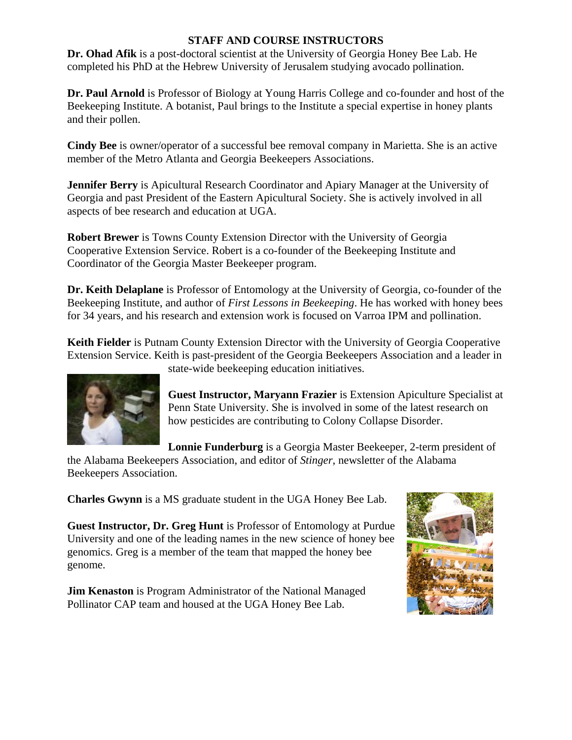## STAFF AND COURSE INSTRUCTORS

**Dr. Ohad Afik** is a post-doctoral scientist at the University of Georgia Honey Bee Lab. He completed his PhD at the Hebrew University of Jerusalem studying avocado pollination.

**Dr. Paul Arnold** is Professor of Biology at Young Harris College and co-founder and host of the Beekeeping Institute. A botanist, Paul brings to the Institute a special expertise in honey plants and their pollen.

**Cindy Bee** is owner/operator of a successful bee removal company in Marietta. She is an active member of the Metro Atlanta and Georgia Beekeepers Associations.

**Jennifer Berry** is Apicultural Research Coordinator and Apiary Manager at the University of Georgia and past President of the Eastern Apicultural Society. She is actively involved in all aspects of bee research and education at UGA.

**Robert Brewer** is Towns County Extension Director with the University of Georgia Cooperative Extension Service. Robert is a co-founder of the Beekeeping Institute and Coordinator of the Georgia Master Beekeeper program.

**Dr. Keith Delaplane** is Professor of Entomology at the University of Georgia, co-founder of the Beekeeping Institute, and author of *First Lessons in Beekeeping*. He has worked with honey bees for 34 years, and his research and extension work is focused on Varroa IPM and pollination.

**Keith Fielder** is Putnam County Extension Director with the University of Georgia Cooperative Extension Service. Keith is past-president of the Georgia Beekeepers Association and a leader in state-wide beekeeping education initiatives.

**Guest Instructor, Maryann Frazier** is Extension Apiculture Specialist at Penn State University. She is involved in some of the latest research on how pesticides are contributing to Colony Collapse Disorder.

**Lonnie Funderburg** is a Georgia Master Beekeeper, 2-term president of the Alabama Beekeepers Association, and editor of *Stinger*, newsletter of the Alabama Beekeepers Association.

**Charles Gwynn** is a MS graduate student in the UGA Honey Bee Lab.

**Guest Instructor, Dr. Greg Hunt** is Professor of Entomology at Purdue University and one of the leading names in the new science of honey bee genomics. Greg is a member of the team that mapped the honey bee genome.

**Jim Kenaston** is Program Administrator of the National Managed Pollinator CAP team and housed at the UGA Honey Bee Lab.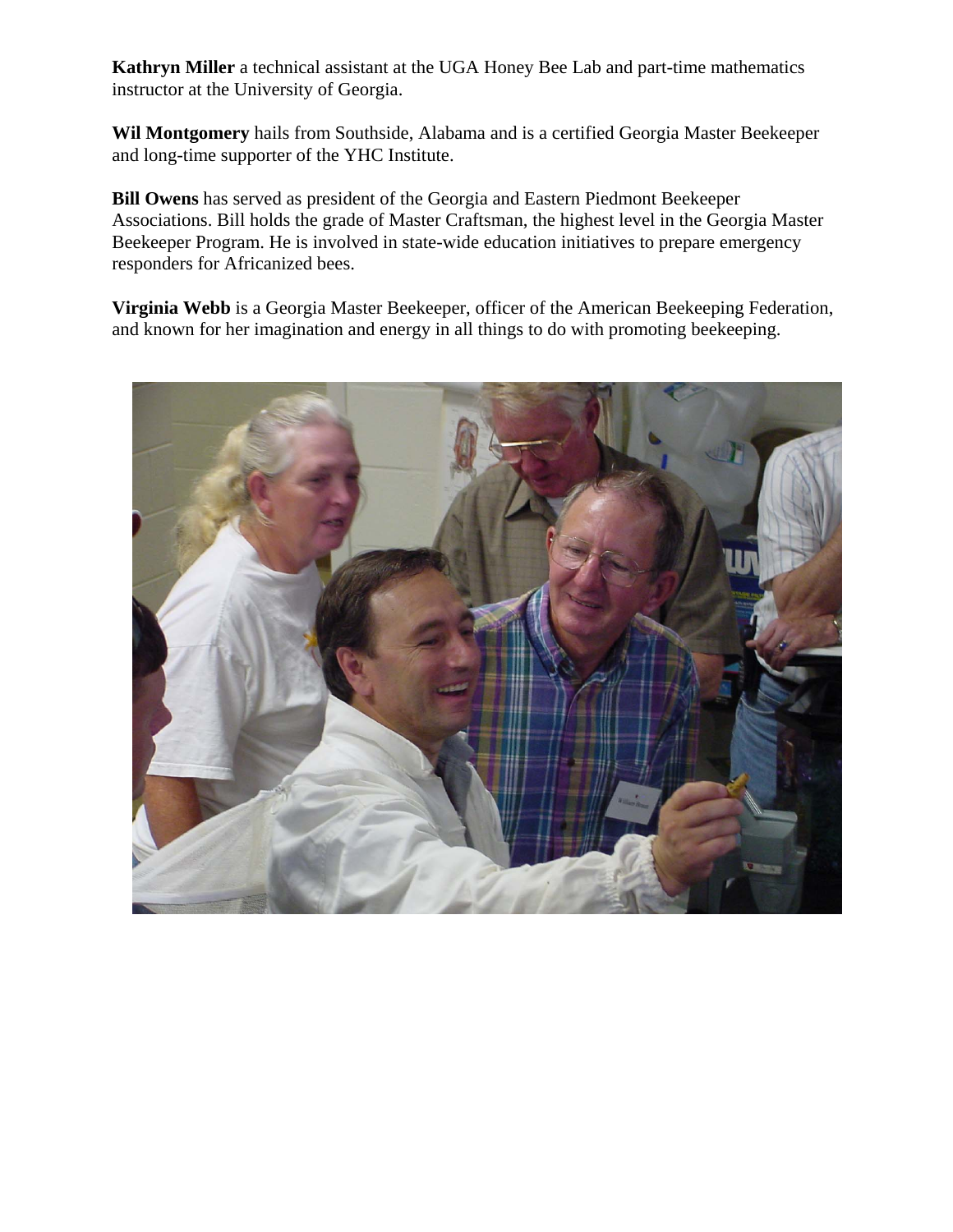**Kathryn Miller** a technical assistant at the UGA Honey Bee Lab and part-time mathematics instructor at the University of Georgia.

**Wil Montgomery** hails from Southside, Alabama and is a certified Georgia Master Beekeeper and long-time supporter of the YHC Institute.

**Bill Owens** has served as president of the Georgia and Eastern Piedmont Beekeeper Associations. Bill holds the grade of Master Craftsman, the highest level in the Georgia Master Beekeeper Program. He is involved in state-wide education initiatives to prepare emergency responders for Africanized bees.

**Virginia Webb** is a Georgia Master Beekeeper, officer of the American Beekeeping Federation, and known for her imagination and energy in all things to do with promoting beekeeping.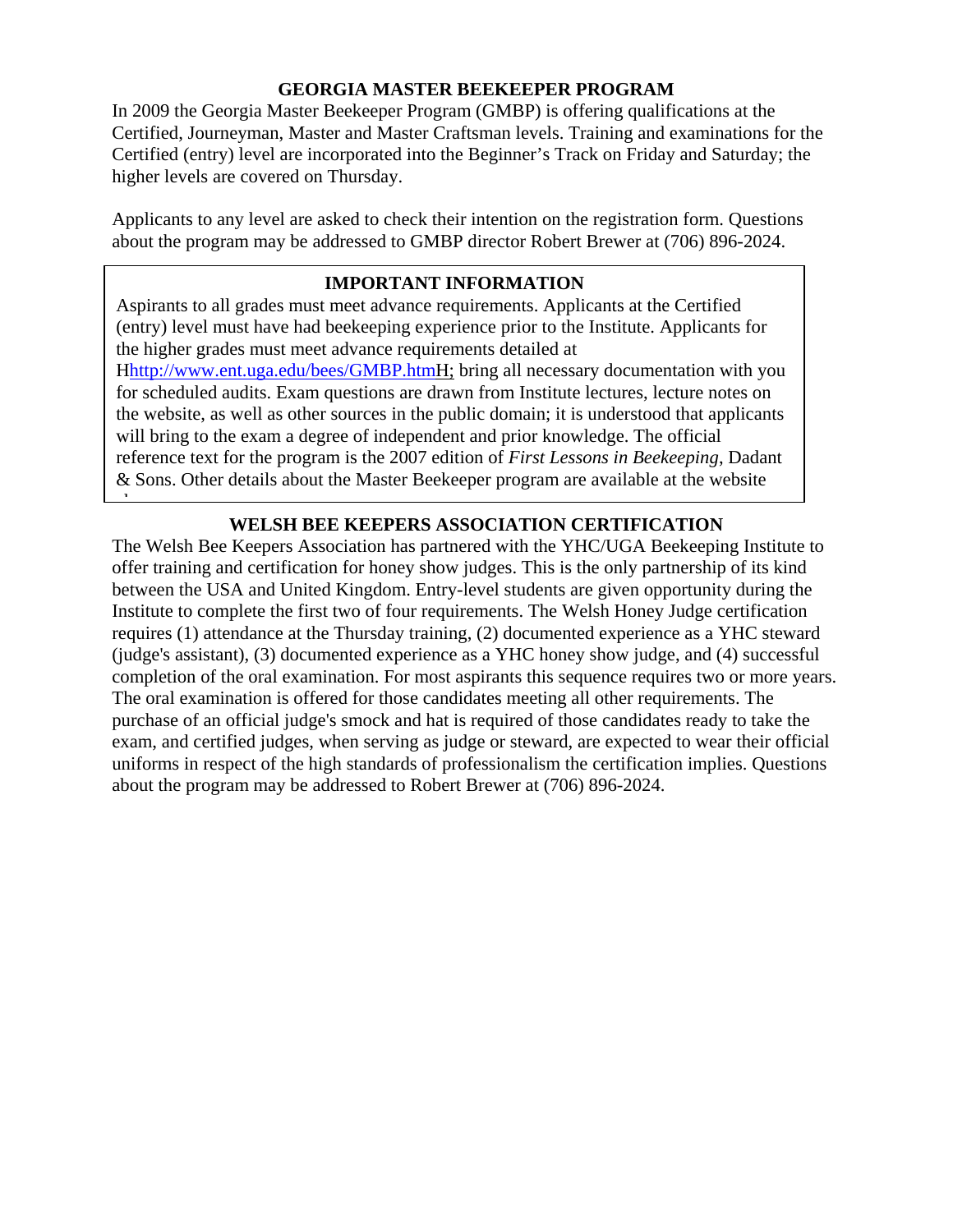## GEORGIA MASTER BEEKEEPER PROGRAM

In 2009 the Georgia Master Beekeeper Program (GMBP) is offering qualifications at the Certified, Journeyman, Master and Master Craftsman levels. Training and examinations for the Certified (entry) level are incorporated into the Beginner's Track on Friday and Saturday; the higher levels are covered on Thursday.

Applicants to any level are asked to check their intention on the registration form. Questions about the program may be addressed to GMBP director Robert Brewer at (706) 896-2024.

### IMPORTANT INFORMATION

Aspirants to all grades must meet advance requirements. Applicants at the Certified (entry) level must have had beekeeping experience prior to the Institute. Applicants for the higher grades must meet advance requirements detailed at Hhttp://www.ent.uga.edu/bees/GMBP.htmH; bring all necessary documentation with you for scheduled audits. Exam questions are drawn from Institute lectures, lecture notes on the website, as well as other sources in the public domain; it is understood that applicants will bring to the exam a degree of independent and prior knowledge. The official reference text for the program is the 2007 edition of *First Lessons in Beekeeping*, Dadant & Sons. Other details about the Master Beekeeper program are available at the website

## WELSH BEE KEEPERS ASSOCIATION CERTIFICATION

The Welsh Bee Keepers Association has partnered with the YHC/UGA Beekeeping Institute to offer training and certification for honey show judges. This is the only partnership of its kind between the USA and United Kingdom. Entry-level students are given opportunity during the Institute to complete the first two of four requirements. The Welsh Honey Judge certification requires (1) attendance at the Thursday training, (2) documented experience as a YHC steward (judge's assistant), (3) documented experience as a YHC honey show judge, and (4) successful completion of the oral examination. For most aspirants this sequence requires two or more years. The oral examination is offered for those candidates meeting all other requirements. The purchase of an official judge's smock and hat is required of those candidates ready to take the exam, and certified judges, when serving as judge or steward, are expected to wear their official uniforms in respect of the high standards of professionalism the certification implies. Questions about the program may be addressed to Robert Brewer at (706) 896-2024.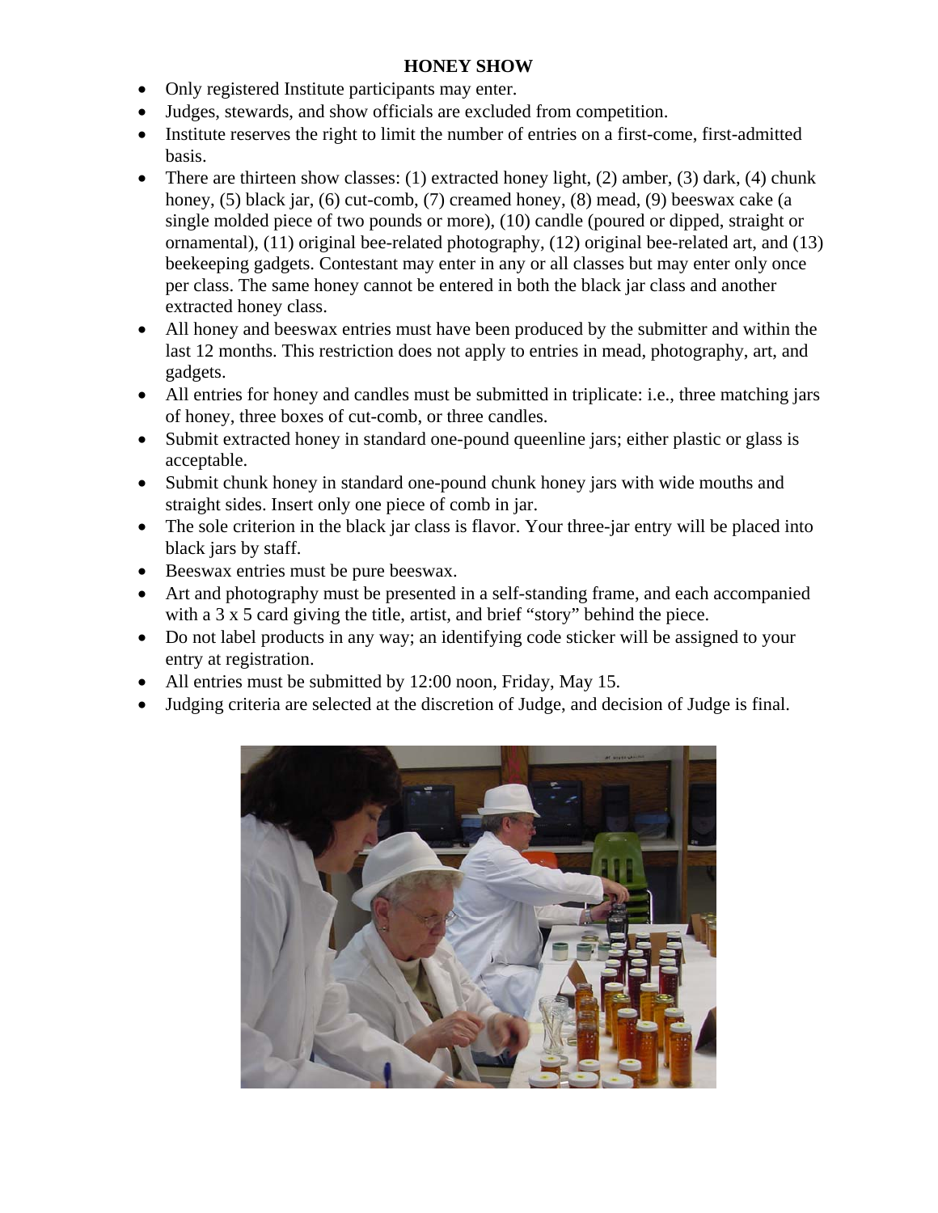## HONEY SHOW

- Only registered Institute participants may enter.
- Judges, stewards, and show officials are excluded from competition.
- Institute reserves the right to limit the number of entries on a first-come, first-admitted basis.
- There are thirteen show classes: (1) extracted honey light, (2) amber, (3) dark, (4) chunk honey, (5) black jar, (6) cut-comb, (7) creamed honey, (8) mead, (9) beeswax cake (a single molded piece of two pounds or more), (10) candle (poured or dipped, straight or ornamental), (11) original bee-related photography, (12) original bee-related art, and (13) beekeeping gadgets. Contestant may enter in any or all classes but may enter only once per class. The same honey cannot be entered in both the black jar class and another extracted honey class.
- All honey and beeswax entries must have been produced by the submitter and within the last 12 months. This restriction does not apply to entries in mead, photography, art, and gadgets.
- All entries for honey and candles must be submitted in triplicate: i.e., three matching jars of honey, three boxes of cut-comb, or three candles.
- Submit extracted honey in standard one-pound queenline jars; either plastic or glass is acceptable.
- Submit chunk honey in standard one-pound chunk honey jars with wide mouths and straight sides. Insert only one piece of comb in jar.
- The sole criterion in the black jar class is flavor. Your three-jar entry will be placed into black jars by staff.
- Beeswax entries must be pure beeswax.
- Art and photography must be presented in a self-standing frame, and each accompanied with a 3 x 5 card giving the title, artist, and brief "story" behind the piece.
- Do not label products in any way; an identifying code sticker will be assigned to your entry at registration.
- All entries must be submitted by 12:00 noon, Friday, May 15.
- Judging criteria are selected at the discretion of Judge, and decision of Judge is final.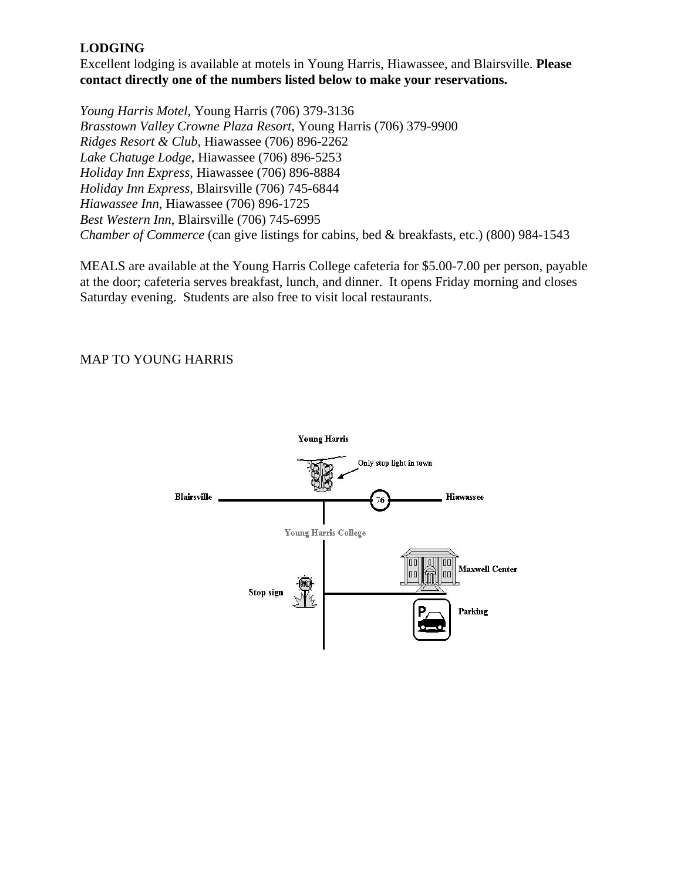**LODGING**

Excellent lodging is available at motels in Young Harris, Hiawassee, and Blairsville. **Please contact directly one of the numbers listed below to make your reservations.**

*Young Harris Motel*, Young Harris (706) 379-3136
*Brasstown Valley Crowne Plaza Resort*, Young Harris (706) 379-9900
*Ridges Resort & Club*, Hiawassee (706) 896-2262
*Lake Chatuge Lodge*, Hiawassee (706) 896-5253
*Holiday Inn Express*, Hiawassee (706) 896-8884
*Holiday Inn Express*, Blairsville (706) 745-6844
*Hiawassee Inn*, Hiawassee (706) 896-1725
*Best Western Inn*, Blairsville (706) 745-6995
*Chamber of Commerce* (can give listings for cabins, bed & breakfasts, etc.) (800) 984-1543

MEALS are available at the Young Harris College cafeteria for $5.00-7.00 per person, payable at the door; cafeteria serves breakfast, lunch, and dinner. It opens Friday morning and closes Saturday evening. Students are also free to visit local restaurants.

MAP TO YOUNG HARRIS

Young Harris
Only stop light in town
Blairsville
76
Hiawassee
Young Harris College
Maxwell Center
Stop sign
Parking